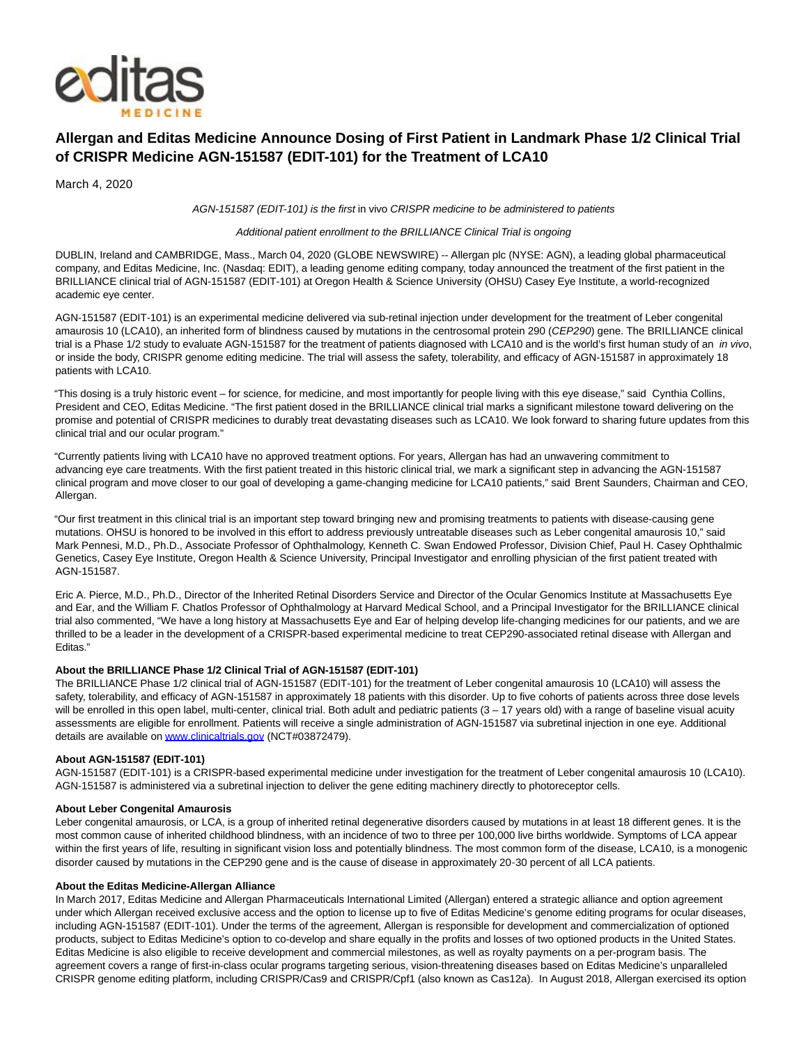# Allergan and Editas Medicine Announce Dosing of First Patient in Landmark Phase 1/2 Clinical Trial of CRISPR Medicine AGN-151587 (EDIT-101) for the Treatment of LCA10

March 4, 2020

*AGN-151587 (EDIT-101) is the first* in vivo *CRISPR medicine to be administered to patients*

*Additional patient enrollment to the BRILLIANCE Clinical Trial is ongoing*

DUBLIN, Ireland and CAMBRIDGE, Mass., March 04, 2020 (GLOBE NEWSWIRE) -- Allergan plc (NYSE: AGN), a leading global pharmaceutical company, and Editas Medicine, Inc. (Nasdaq: EDIT), a leading genome editing company, today announced the treatment of the first patient in the BRILLIANCE clinical trial of AGN-151587 (EDIT-101) at Oregon Health & Science University (OHSU) Casey Eye Institute, a world-recognized academic eye center.

AGN-151587 (EDIT-101) is an experimental medicine delivered via sub-retinal injection under development for the treatment of Leber congenital amaurosis 10 (LCA10), an inherited form of blindness caused by mutations in the centrosomal protein 290 (*CEP290*) gene. The BRILLIANCE clinical trial is a Phase 1/2 study to evaluate AGN-151587 for the treatment of patients diagnosed with LCA10 and is the world's first human study of an *in vivo*, or inside the body, CRISPR genome editing medicine. The trial will assess the safety, tolerability, and efficacy of AGN-151587 in approximately 18 patients with LCA10.

"This dosing is a truly historic event – for science, for medicine, and most importantly for people living with this eye disease," said Cynthia Collins, President and CEO, Editas Medicine. "The first patient dosed in the BRILLIANCE clinical trial marks a significant milestone toward delivering on the promise and potential of CRISPR medicines to durably treat devastating diseases such as LCA10. We look forward to sharing future updates from this clinical trial and our ocular program."

"Currently patients living with LCA10 have no approved treatment options. For years, Allergan has had an unwavering commitment to advancing eye care treatments. With the first patient treated in this historic clinical trial, we mark a significant step in advancing the AGN-151587 clinical program and move closer to our goal of developing a game-changing medicine for LCA10 patients," said Brent Saunders, Chairman and CEO, Allergan.

"Our first treatment in this clinical trial is an important step toward bringing new and promising treatments to patients with disease-causing gene mutations. OHSU is honored to be involved in this effort to address previously untreatable diseases such as Leber congenital amaurosis 10," said Mark Pennesi, M.D., Ph.D., Associate Professor of Ophthalmology, Kenneth C. Swan Endowed Professor, Division Chief, Paul H. Casey Ophthalmic Genetics, Casey Eye Institute, Oregon Health & Science University, Principal Investigator and enrolling physician of the first patient treated with AGN-151587.

Eric A. Pierce, M.D., Ph.D., Director of the Inherited Retinal Disorders Service and Director of the Ocular Genomics Institute at Massachusetts Eye and Ear, and the William F. Chatlos Professor of Ophthalmology at Harvard Medical School, and a Principal Investigator for the BRILLIANCE clinical trial also commented, "We have a long history at Massachusetts Eye and Ear of helping develop life-changing medicines for our patients, and we are thrilled to be a leader in the development of a CRISPR-based experimental medicine to treat CEP290-associated retinal disease with Allergan and Editas."

**About the BRILLIANCE Phase 1/2 Clinical Trial of AGN-151587 (EDIT-101)**
The BRILLIANCE Phase 1/2 clinical trial of AGN-151587 (EDIT-101) for the treatment of Leber congenital amaurosis 10 (LCA10) will assess the safety, tolerability, and efficacy of AGN-151587 in approximately 18 patients with this disorder. Up to five cohorts of patients across three dose levels will be enrolled in this open label, multi-center, clinical trial. Both adult and pediatric patients (3 – 17 years old) with a range of baseline visual acuity assessments are eligible for enrollment. Patients will receive a single administration of AGN-151587 via subretinal injection in one eye. Additional details are available on www.clinicaltrials.gov (NCT#03872479).

**About AGN-151587 (EDIT-101)**
AGN-151587 (EDIT-101) is a CRISPR-based experimental medicine under investigation for the treatment of Leber congenital amaurosis 10 (LCA10). AGN-151587 is administered via a subretinal injection to deliver the gene editing machinery directly to photoreceptor cells.

**About Leber Congenital Amaurosis**
Leber congenital amaurosis, or LCA, is a group of inherited retinal degenerative disorders caused by mutations in at least 18 different genes. It is the most common cause of inherited childhood blindness, with an incidence of two to three per 100,000 live births worldwide. Symptoms of LCA appear within the first years of life, resulting in significant vision loss and potentially blindness. The most common form of the disease, LCA10, is a monogenic disorder caused by mutations in the CEP290 gene and is the cause of disease in approximately 20-30 percent of all LCA patients.

**About the Editas Medicine-Allergan Alliance**
In March 2017, Editas Medicine and Allergan Pharmaceuticals International Limited (Allergan) entered a strategic alliance and option agreement under which Allergan received exclusive access and the option to license up to five of Editas Medicine's genome editing programs for ocular diseases, including AGN-151587 (EDIT-101). Under the terms of the agreement, Allergan is responsible for development and commercialization of optioned products, subject to Editas Medicine's option to co-develop and share equally in the profits and losses of two optioned products in the United States. Editas Medicine is also eligible to receive development and commercial milestones, as well as royalty payments on a per-program basis. The agreement covers a range of first-in-class ocular programs targeting serious, vision-threatening diseases based on Editas Medicine's unparalleled CRISPR genome editing platform, including CRISPR/Cas9 and CRISPR/Cpf1 (also known as Cas12a). In August 2018, Allergan exercised its option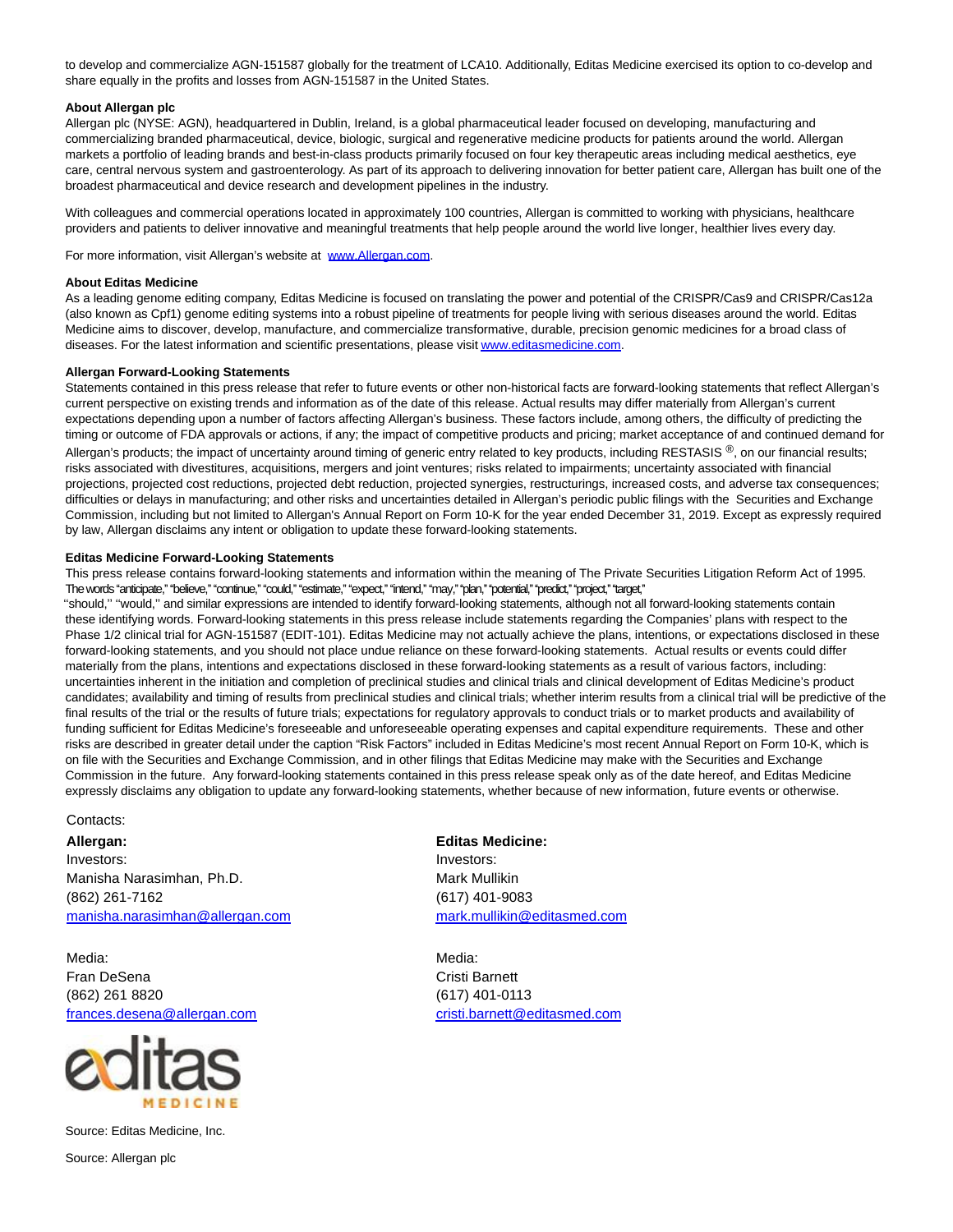to develop and commercialize AGN-151587 globally for the treatment of LCA10. Additionally, Editas Medicine exercised its option to co-develop and share equally in the profits and losses from AGN-151587 in the United States.

**About Allergan plc**

Allergan plc (NYSE: AGN), headquartered in Dublin, Ireland, is a global pharmaceutical leader focused on developing, manufacturing and commercializing branded pharmaceutical, device, biologic, surgical and regenerative medicine products for patients around the world. Allergan markets a portfolio of leading brands and best-in-class products primarily focused on four key therapeutic areas including medical aesthetics, eye care, central nervous system and gastroenterology. As part of its approach to delivering innovation for better patient care, Allergan has built one of the broadest pharmaceutical and device research and development pipelines in the industry.

With colleagues and commercial operations located in approximately 100 countries, Allergan is committed to working with physicians, healthcare providers and patients to deliver innovative and meaningful treatments that help people around the world live longer, healthier lives every day.

For more information, visit Allergan's website at [www.Allergan.com](http://www.Allergan.com).

**About Editas Medicine**

As a leading genome editing company, Editas Medicine is focused on translating the power and potential of the CRISPR/Cas9 and CRISPR/Cas12a (also known as Cpf1) genome editing systems into a robust pipeline of treatments for people living with serious diseases around the world. Editas Medicine aims to discover, develop, manufacture, and commercialize transformative, durable, precision genomic medicines for a broad class of diseases. For the latest information and scientific presentations, please visit [www.editasmedicine.com](http://www.editasmedicine.com).

**Allergan Forward-Looking Statements**

Statements contained in this press release that refer to future events or other non-historical facts are forward-looking statements that reflect Allergan's current perspective on existing trends and information as of the date of this release. Actual results may differ materially from Allergan's current expectations depending upon a number of factors affecting Allergan's business. These factors include, among others, the difficulty of predicting the timing or outcome of FDA approvals or actions, if any; the impact of competitive products and pricing; market acceptance of and continued demand for Allergan's products; the impact of uncertainty around timing of generic entry related to key products, including RESTASIS ®, on our financial results; risks associated with divestitures, acquisitions, mergers and joint ventures; risks related to impairments; uncertainty associated with financial projections, projected cost reductions, projected debt reduction, projected synergies, restructurings, increased costs, and adverse tax consequences; difficulties or delays in manufacturing; and other risks and uncertainties detailed in Allergan's periodic public filings with the Securities and Exchange Commission, including but not limited to Allergan's Annual Report on Form 10-K for the year ended December 31, 2019. Except as expressly required by law, Allergan disclaims any intent or obligation to update these forward-looking statements.

**Editas Medicine Forward-Looking Statements**

This press release contains forward-looking statements and information within the meaning of The Private Securities Litigation Reform Act of 1995. The words "anticipate," "believe," "continue," "could," "estimate," "expect," "intend," "may," "plan," "potential," "predict," "project," "target," "should," "would," and similar expressions are intended to identify forward-looking statements, although not all forward-looking statements contain these identifying words. Forward-looking statements in this press release include statements regarding the Companies' plans with respect to the Phase 1/2 clinical trial for AGN-151587 (EDIT-101). Editas Medicine may not actually achieve the plans, intentions, or expectations disclosed in these forward-looking statements, and you should not place undue reliance on these forward-looking statements. Actual results or events could differ materially from the plans, intentions and expectations disclosed in these forward-looking statements as a result of various factors, including: uncertainties inherent in the initiation and completion of preclinical studies and clinical trials and clinical development of Editas Medicine's product candidates; availability and timing of results from preclinical studies and clinical trials; whether interim results from a clinical trial will be predictive of the final results of the trial or the results of future trials; expectations for regulatory approvals to conduct trials or to market products and availability of funding sufficient for Editas Medicine's foreseeable and unforeseeable operating expenses and capital expenditure requirements. These and other risks are described in greater detail under the caption "Risk Factors" included in Editas Medicine's most recent Annual Report on Form 10-K, which is on file with the Securities and Exchange Commission, and in other filings that Editas Medicine may make with the Securities and Exchange Commission in the future. Any forward-looking statements contained in this press release speak only as of the date hereof, and Editas Medicine expressly disclaims any obligation to update any forward-looking statements, whether because of new information, future events or otherwise.

Contacts:

**Allergan:**
Investors:
Manisha Narasimhan, Ph.D.
(862) 261-7162
[manisha.narasimhan@allergan.com](mailto:manisha.narasimhan@allergan.com)

Media:
Fran DeSena
(862) 261 8820
[frances.desena@allergan.com](mailto:frances.desena@allergan.com)

**Editas Medicine:**
Investors:
Mark Mullikin
(617) 401-9083
[mark.mullikin@editasmed.com](mailto:mark.mullikin@editasmed.com)

Media:
Cristi Barnett
(617) 401-0113
[cristi.barnett@editasmed.com](mailto:cristi.barnett@editasmed.com)

editas MEDICINE

Source: Editas Medicine, Inc.

Source: Allergan plc